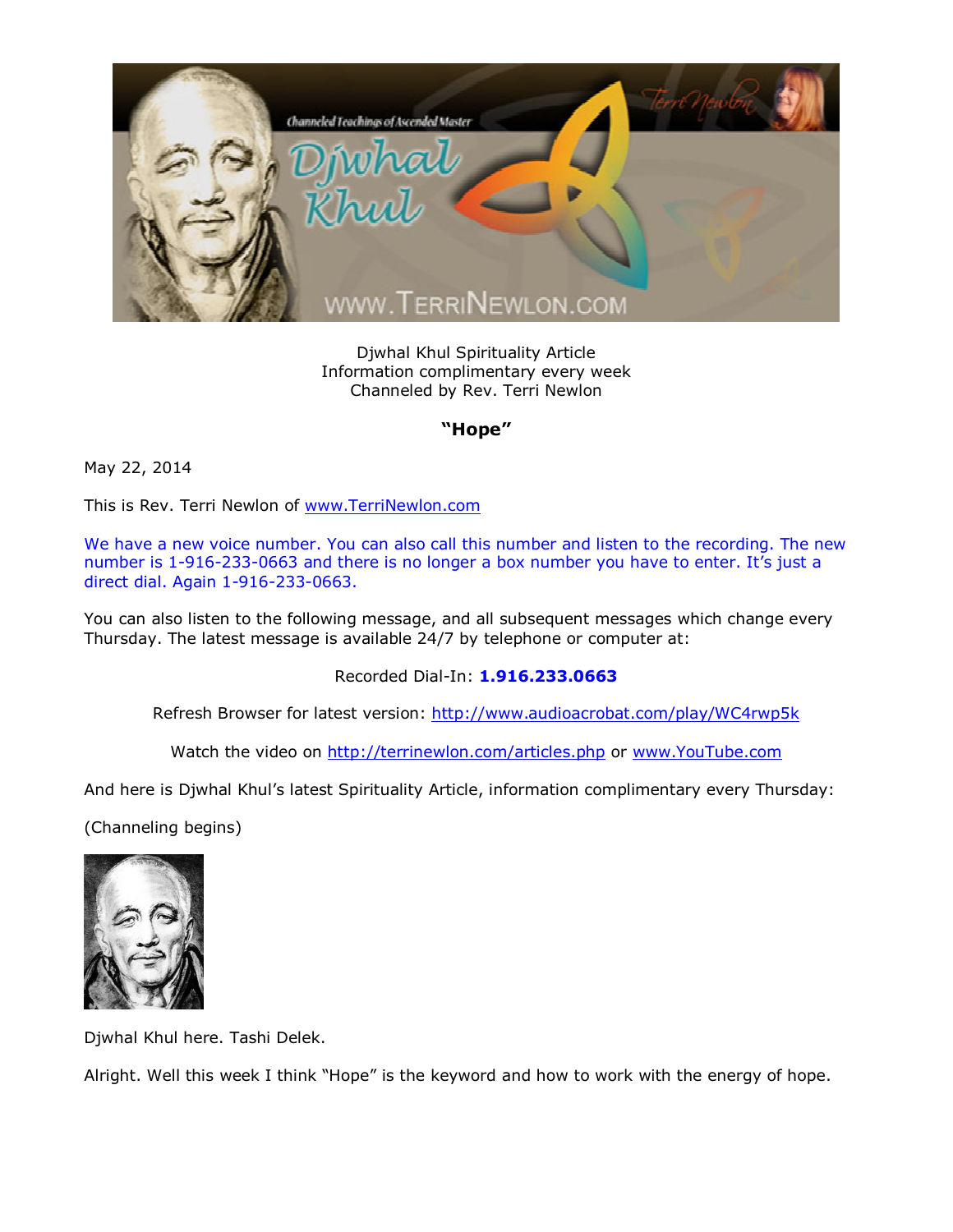Djwhal Khul Spirituality Article
Information complimentary every week
Channeled by Rev. Terri Newlon

## "Hope"

May 22, 2014

This is Rev. Terri Newlon of www.TerriNewlon.com

We have a new voice number. You can also call this number and listen to the recording. The new number is 1-916-233-0663 and there is no longer a box number you have to enter. It's just a direct dial. Again 1-916-233-0663.

You can also listen to the following message, and all subsequent messages which change every Thursday. The latest message is available 24/7 by telephone or computer at:

Recorded Dial-In: **1.916.233.0663**

Refresh Browser for latest version: http://www.audioacrobat.com/play/WC4rwp5k

Watch the video on http://terrinewlon.com/articles.php or www.YouTube.com

And here is Djwhal Khul's latest Spirituality Article, information complimentary every Thursday:

(Channeling begins)

Djwhal Khul here. Tashi Delek.

Alright. Well this week I think "Hope" is the keyword and how to work with the energy of hope.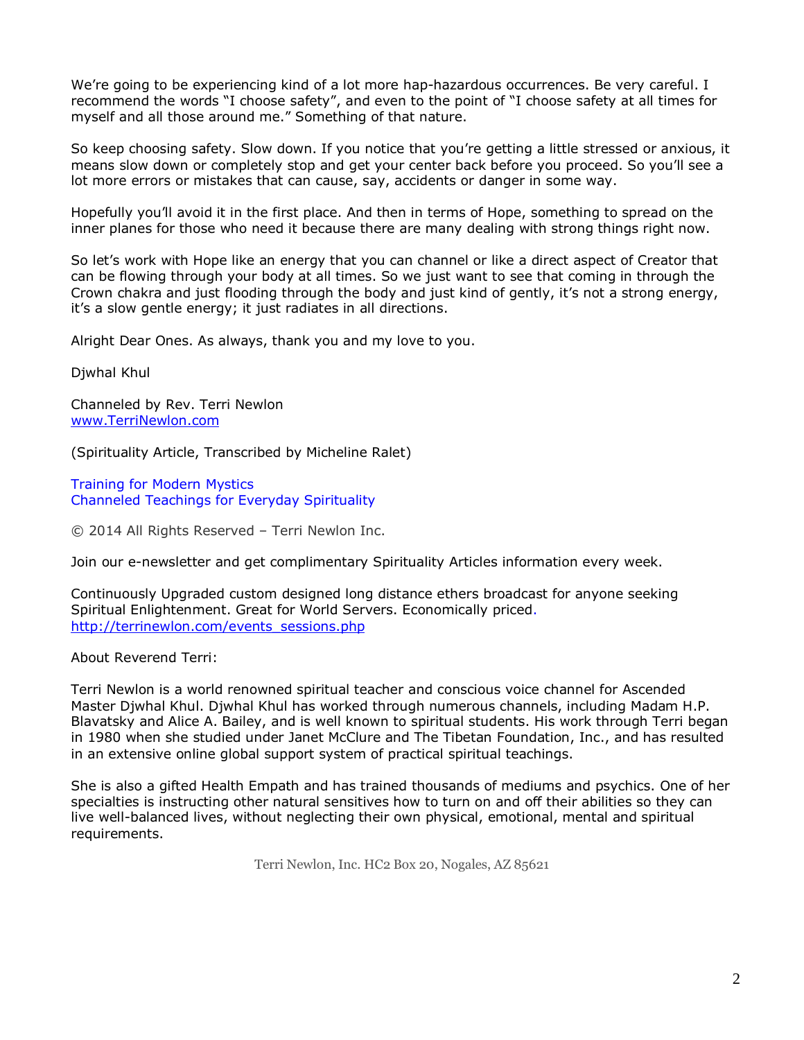We're going to be experiencing kind of a lot more hap-hazardous occurrences. Be very careful. I recommend the words "I choose safety", and even to the point of "I choose safety at all times for myself and all those around me." Something of that nature.

So keep choosing safety. Slow down. If you notice that you're getting a little stressed or anxious, it means slow down or completely stop and get your center back before you proceed. So you'll see a lot more errors or mistakes that can cause, say, accidents or danger in some way.

Hopefully you'll avoid it in the first place. And then in terms of Hope, something to spread on the inner planes for those who need it because there are many dealing with strong things right now.

So let's work with Hope like an energy that you can channel or like a direct aspect of Creator that can be flowing through your body at all times. So we just want to see that coming in through the Crown chakra and just flooding through the body and just kind of gently, it's not a strong energy, it's a slow gentle energy; it just radiates in all directions.

Alright Dear Ones. As always, thank you and my love to you.

Djwhal Khul

Channeled by Rev. Terri Newlon
www.TerriNewlon.com

(Spirituality Article, Transcribed by Micheline Ralet)

Training for Modern Mystics
Channeled Teachings for Everyday Spirituality

© 2014 All Rights Reserved – Terri Newlon Inc.

Join our e-newsletter and get complimentary Spirituality Articles information every week.

Continuously Upgraded custom designed long distance ethers broadcast for anyone seeking Spiritual Enlightenment. Great for World Servers. Economically priced.
http://terrinewlon.com/events_sessions.php

About Reverend Terri:

Terri Newlon is a world renowned spiritual teacher and conscious voice channel for Ascended Master Djwhal Khul. Djwhal Khul has worked through numerous channels, including Madam H.P. Blavatsky and Alice A. Bailey, and is well known to spiritual students. His work through Terri began in 1980 when she studied under Janet McClure and The Tibetan Foundation, Inc., and has resulted in an extensive online global support system of practical spiritual teachings.

She is also a gifted Health Empath and has trained thousands of mediums and psychics. One of her specialties is instructing other natural sensitives how to turn on and off their abilities so they can live well-balanced lives, without neglecting their own physical, emotional, mental and spiritual requirements.

Terri Newlon, Inc. HC2 Box 20, Nogales, AZ 85621